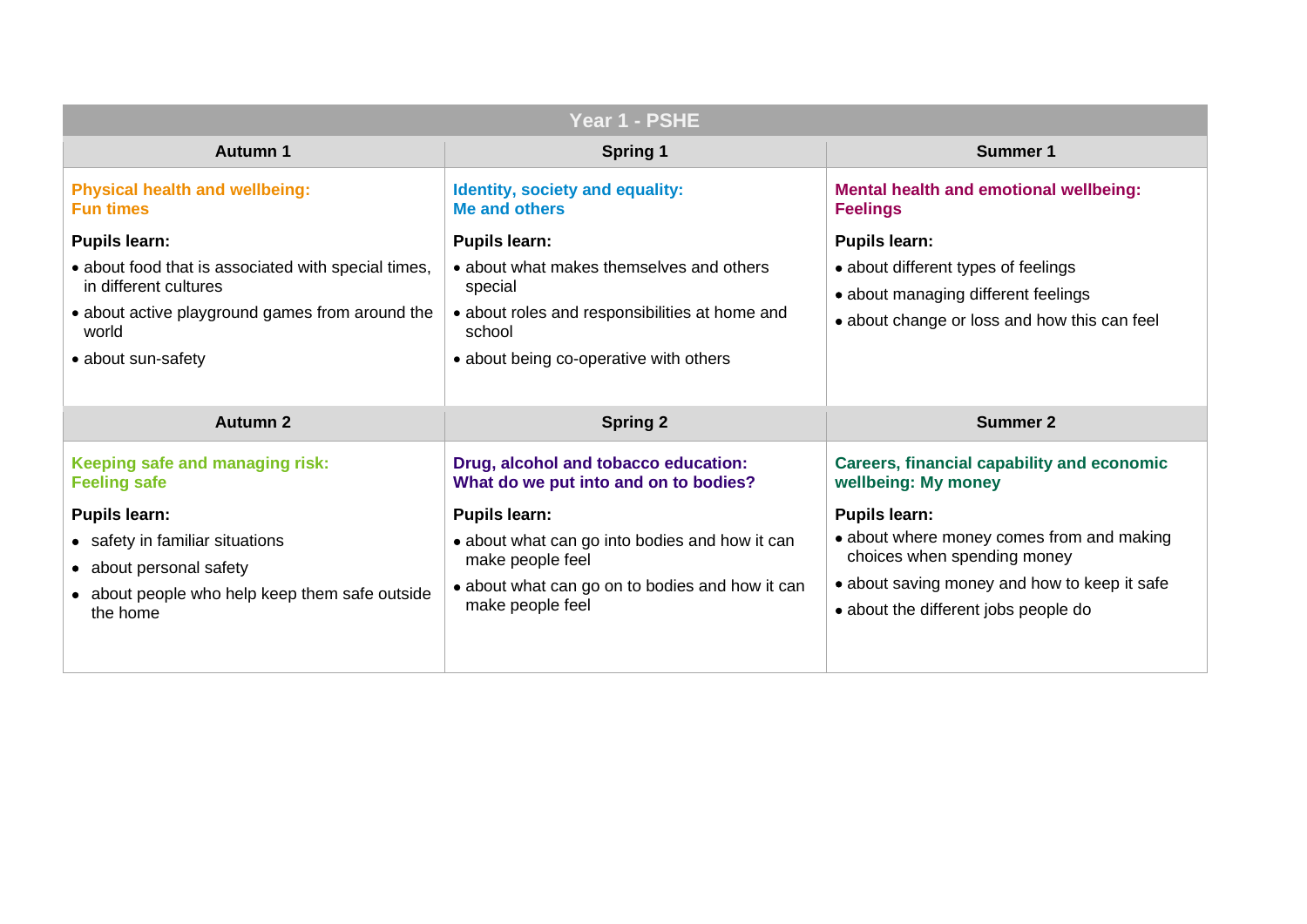# Year 1 - PSHE

| Autumn 1 | Spring 1 | Summer 1 |
| --- | --- | --- |
| **Physical health and wellbeing: Fun times**<br><br>**Pupils learn:**<br>• about food that is associated with special times, in different cultures<br>• about active playground games from around the world<br>• about sun-safety | **Identity, society and equality: Me and others**<br><br>**Pupils learn:**<br>• about what makes themselves and others special<br>• about roles and responsibilities at home and school<br>• about being co-operative with others | **Mental health and emotional wellbeing: Feelings**<br><br>**Pupils learn:**<br>• about different types of feelings<br>• about managing different feelings<br>• about change or loss and how this can feel |
| **Autumn 2** | **Spring 2** | **Summer 2** |
| **Keeping safe and managing risk: Feeling safe**<br><br>**Pupils learn:**<br>• safety in familiar situations<br>• about personal safety<br>• about people who help keep them safe outside the home | **Drug, alcohol and tobacco education: What do we put into and on to bodies?**<br><br>**Pupils learn:**<br>• about what can go into bodies and how it can make people feel<br>• about what can go on to bodies and how it can make people feel | **Careers, financial capability and economic wellbeing: My money**<br><br>**Pupils learn:**<br>• about where money comes from and making choices when spending money<br>• about saving money and how to keep it safe<br>• about the different jobs people do |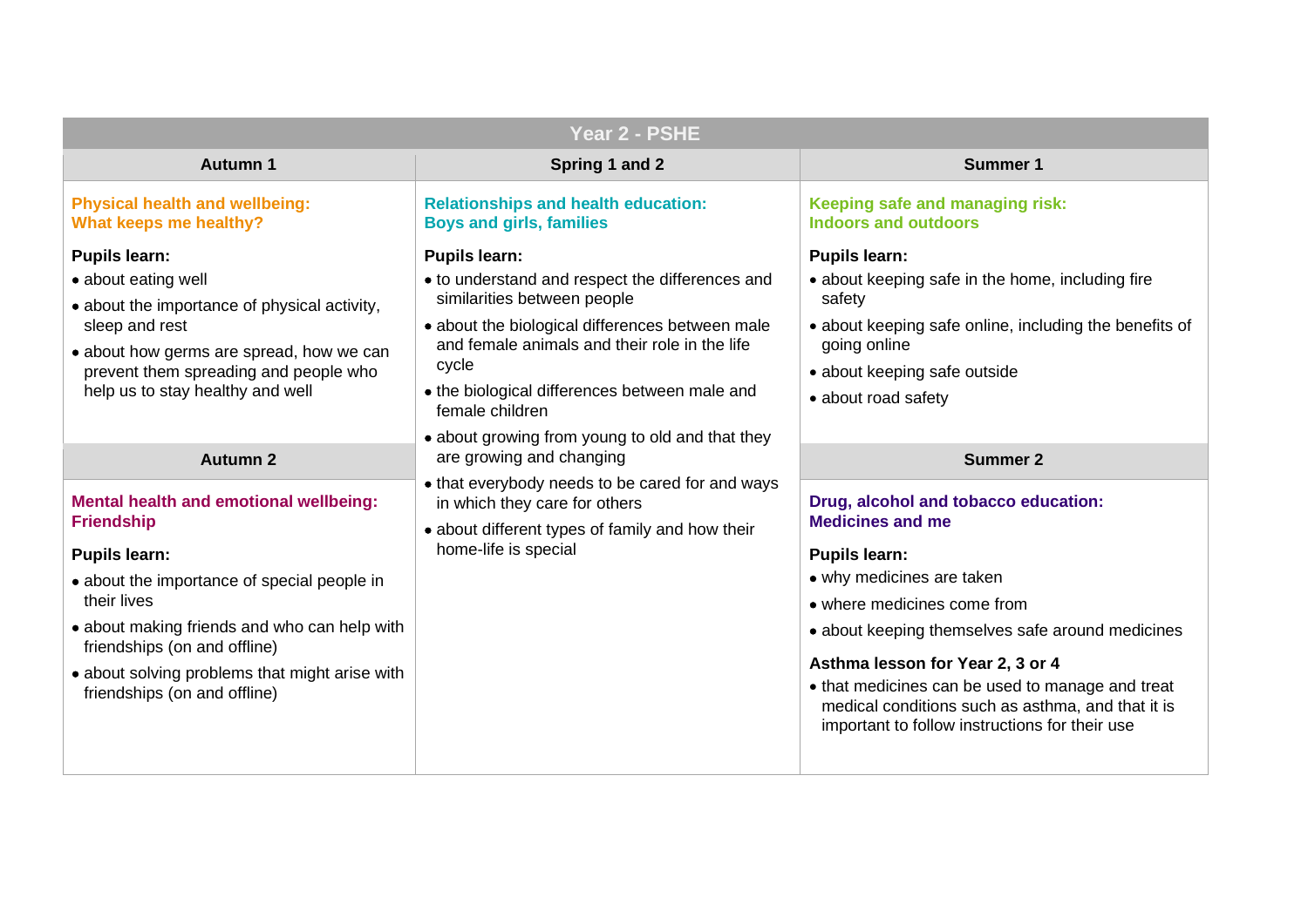# Year 2 - PSHE

## Autumn 1

**Physical health and wellbeing:**
**What keeps me healthy?**

**Pupils learn:**

- about eating well
- about the importance of physical activity, sleep and rest
- about how germs are spread, how we can prevent them spreading and people who help us to stay healthy and well

## Autumn 2

**Mental health and emotional wellbeing:**
**Friendship**

**Pupils learn:**

- about the importance of special people in their lives
- about making friends and who can help with friendships (on and offline)
- about solving problems that might arise with friendships (on and offline)

## Spring 1 and 2

**Relationships and health education:**
**Boys and girls, families**

**Pupils learn:**

- to understand and respect the differences and similarities between people
- about the biological differences between male and female animals and their role in the life cycle
- the biological differences between male and female children
- about growing from young to old and that they are growing and changing
- that everybody needs to be cared for and ways in which they care for others
- about different types of family and how their home-life is special

## Summer 1

**Keeping safe and managing risk:**
**Indoors and outdoors**

**Pupils learn:**

- about keeping safe in the home, including fire safety
- about keeping safe online, including the benefits of going online
- about keeping safe outside
- about road safety

## Summer 2

**Drug, alcohol and tobacco education:**
**Medicines and me**

**Pupils learn:**

- why medicines are taken
- where medicines come from
- about keeping themselves safe around medicines

**Asthma lesson for Year 2, 3 or 4**

- that medicines can be used to manage and treat medical conditions such as asthma, and that it is important to follow instructions for their use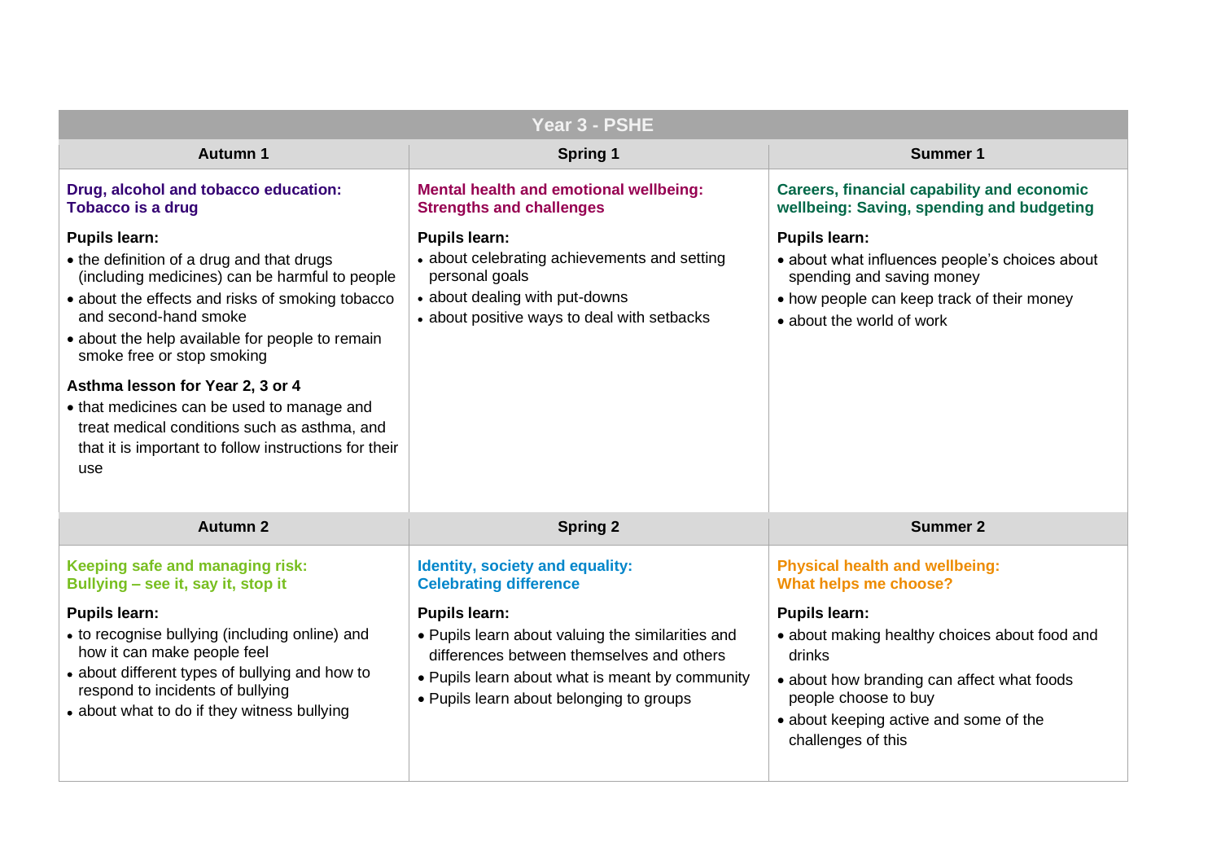# Year 3 - PSHE

| Autumn 1 | Spring 1 | Summer 1 |
| --- | --- | --- |
| **Drug, alcohol and tobacco education: Tobacco is a drug**<br><br>**Pupils learn:**<br>• the definition of a drug and that drugs (including medicines) can be harmful to people<br>• about the effects and risks of smoking tobacco and second-hand smoke<br>• about the help available for people to remain smoke free or stop smoking<br><br>**Asthma lesson for Year 2, 3 or 4**<br>• that medicines can be used to manage and treat medical conditions such as asthma, and that it is important to follow instructions for their use | **Mental health and emotional wellbeing: Strengths and challenges**<br><br>**Pupils learn:**<br>• about celebrating achievements and setting personal goals<br>• about dealing with put-downs<br>• about positive ways to deal with setbacks | **Careers, financial capability and economic wellbeing: Saving, spending and budgeting**<br><br>**Pupils learn:**<br>• about what influences people's choices about spending and saving money<br>• how people can keep track of their money<br>• about the world of work |
| **Autumn 2** | **Spring 2** | **Summer 2** |
| **Keeping safe and managing risk: Bullying – see it, say it, stop it**<br><br>**Pupils learn:**<br>• to recognise bullying (including online) and how it can make people feel<br>• about different types of bullying and how to respond to incidents of bullying<br>• about what to do if they witness bullying | **Identity, society and equality: Celebrating difference**<br><br>**Pupils learn:**<br>• Pupils learn about valuing the similarities and differences between themselves and others<br>• Pupils learn about what is meant by community<br>• Pupils learn about belonging to groups | **Physical health and wellbeing: What helps me choose?**<br><br>**Pupils learn:**<br>• about making healthy choices about food and drinks<br>• about how branding can affect what foods people choose to buy<br>• about keeping active and some of the challenges of this |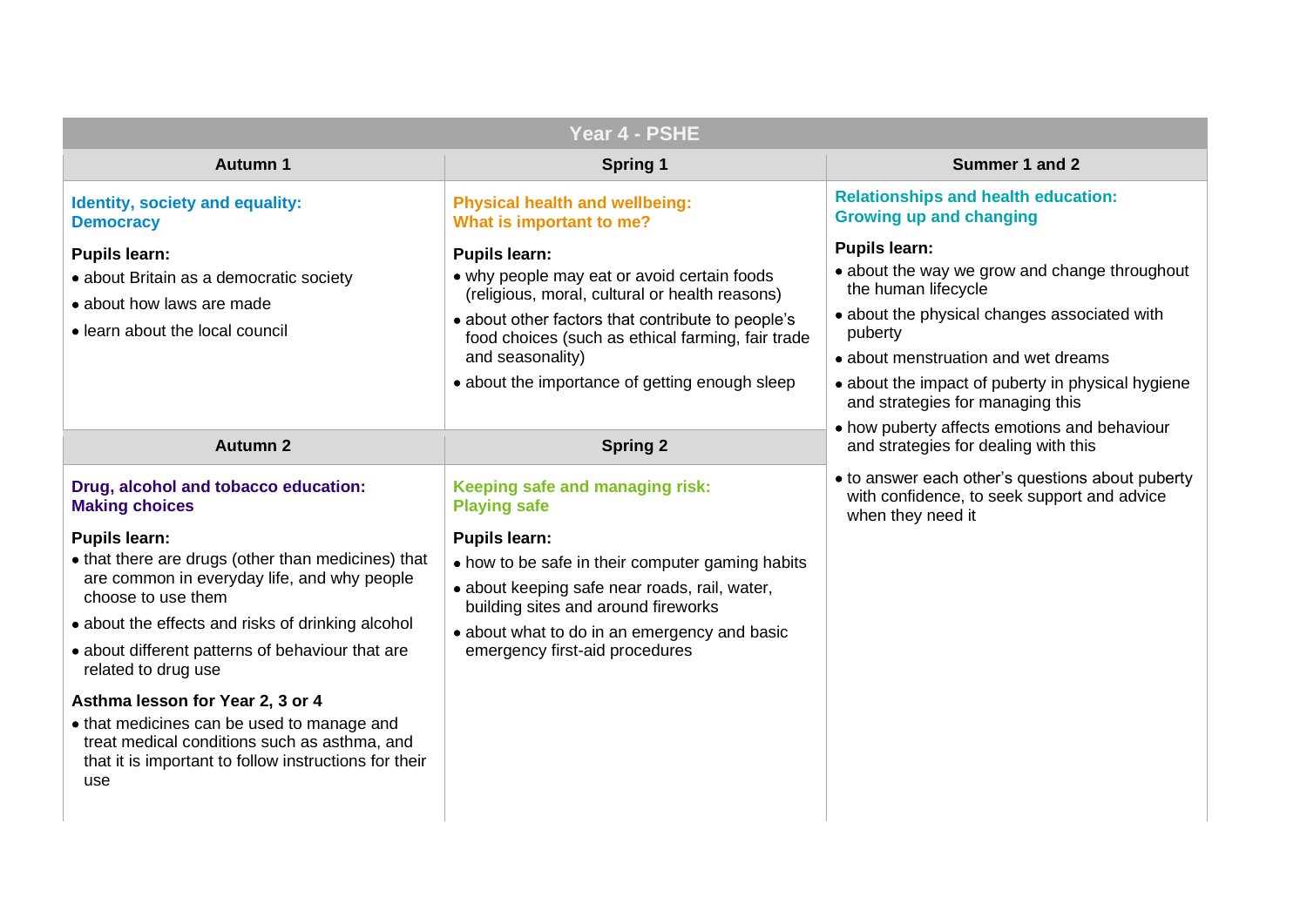# Year 4 - PSHE

## Autumn 1

### Identity, society and equality: Democracy

**Pupils learn:**

- about Britain as a democratic society
- about how laws are made
- learn about the local council

## Spring 1

### Physical health and wellbeing: What is important to me?

**Pupils learn:**

- why people may eat or avoid certain foods (religious, moral, cultural or health reasons)
- about other factors that contribute to people's food choices (such as ethical farming, fair trade and seasonality)
- about the importance of getting enough sleep

## Summer 1 and 2

### Relationships and health education: Growing up and changing

**Pupils learn:**

- about the way we grow and change throughout the human lifecycle
- about the physical changes associated with puberty
- about menstruation and wet dreams
- about the impact of puberty in physical hygiene and strategies for managing this
- how puberty affects emotions and behaviour and strategies for dealing with this
- to answer each other's questions about puberty with confidence, to seek support and advice when they need it

## Autumn 2

### Drug, alcohol and tobacco education: Making choices

**Pupils learn:**

- that there are drugs (other than medicines) that are common in everyday life, and why people choose to use them
- about the effects and risks of drinking alcohol
- about different patterns of behaviour that are related to drug use

**Asthma lesson for Year 2, 3 or 4**

- that medicines can be used to manage and treat medical conditions such as asthma, and that it is important to follow instructions for their use

## Spring 2

### Keeping safe and managing risk: Playing safe

**Pupils learn:**

- how to be safe in their computer gaming habits
- about keeping safe near roads, rail, water, building sites and around fireworks
- about what to do in an emergency and basic emergency first-aid procedures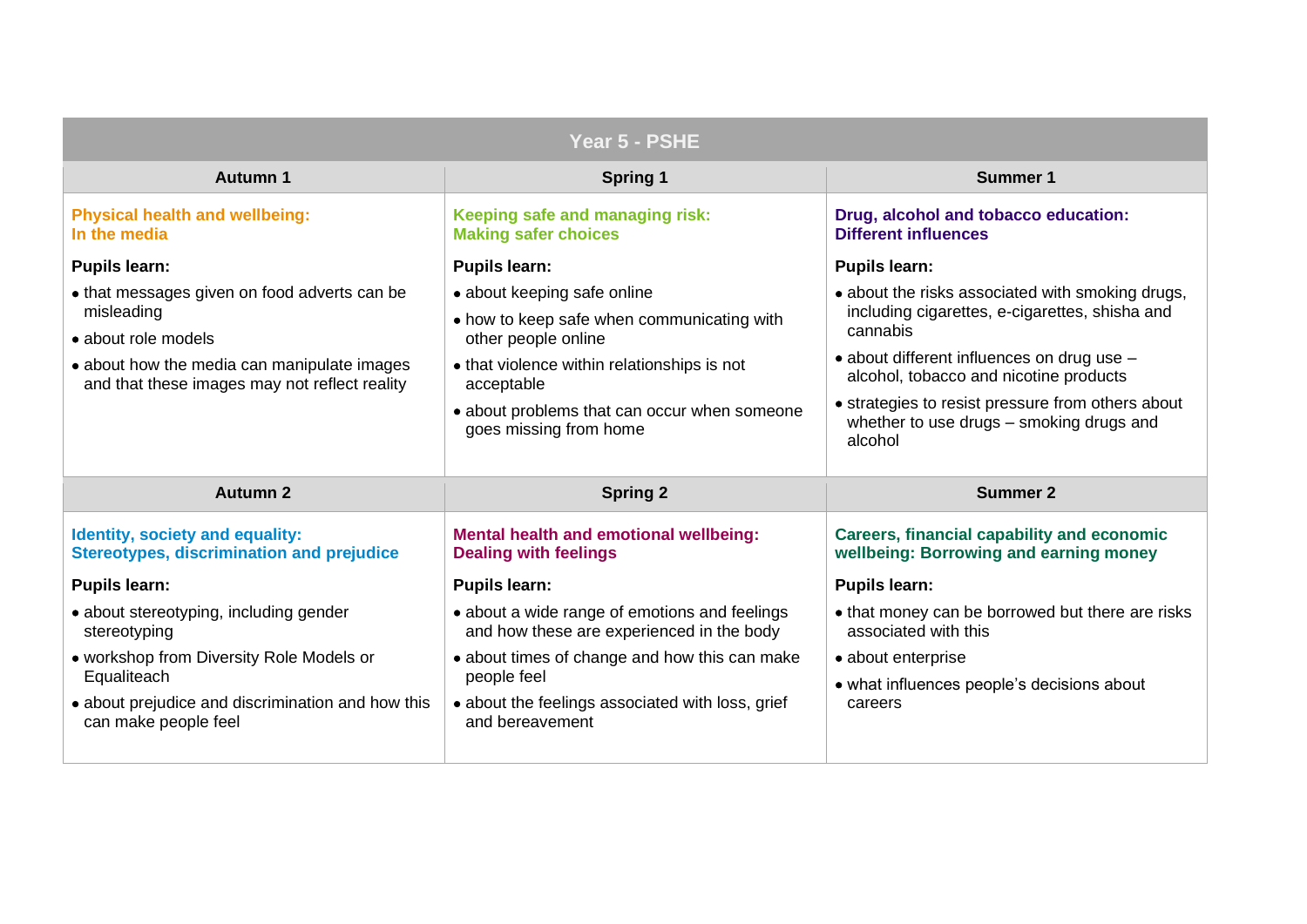# Year 5 - PSHE

| Autumn 1 | Spring 1 | Summer 1 |
| --- | --- | --- |
| **Physical health and wellbeing: In the media**<br><br>**Pupils learn:**<br>• that messages given on food adverts can be misleading<br>• about role models<br>• about how the media can manipulate images and that these images may not reflect reality | **Keeping safe and managing risk: Making safer choices**<br><br>**Pupils learn:**<br>• about keeping safe online<br>• how to keep safe when communicating with other people online<br>• that violence within relationships is not acceptable<br>• about problems that can occur when someone goes missing from home | **Drug, alcohol and tobacco education: Different influences**<br><br>**Pupils learn:**<br>• about the risks associated with smoking drugs, including cigarettes, e-cigarettes, shisha and cannabis<br>• about different influences on drug use – alcohol, tobacco and nicotine products<br>• strategies to resist pressure from others about whether to use drugs – smoking drugs and alcohol |
| **Autumn 2** | **Spring 2** | **Summer 2** |
| **Identity, society and equality: Stereotypes, discrimination and prejudice**<br><br>**Pupils learn:**<br>• about stereotyping, including gender stereotyping<br>• workshop from Diversity Role Models or Equaliteach<br>• about prejudice and discrimination and how this can make people feel | **Mental health and emotional wellbeing: Dealing with feelings**<br><br>**Pupils learn:**<br>• about a wide range of emotions and feelings and how these are experienced in the body<br>• about times of change and how this can make people feel<br>• about the feelings associated with loss, grief and bereavement | **Careers, financial capability and economic wellbeing: Borrowing and earning money**<br><br>**Pupils learn:**<br>• that money can be borrowed but there are risks associated with this<br>• about enterprise<br>• what influences people's decisions about careers |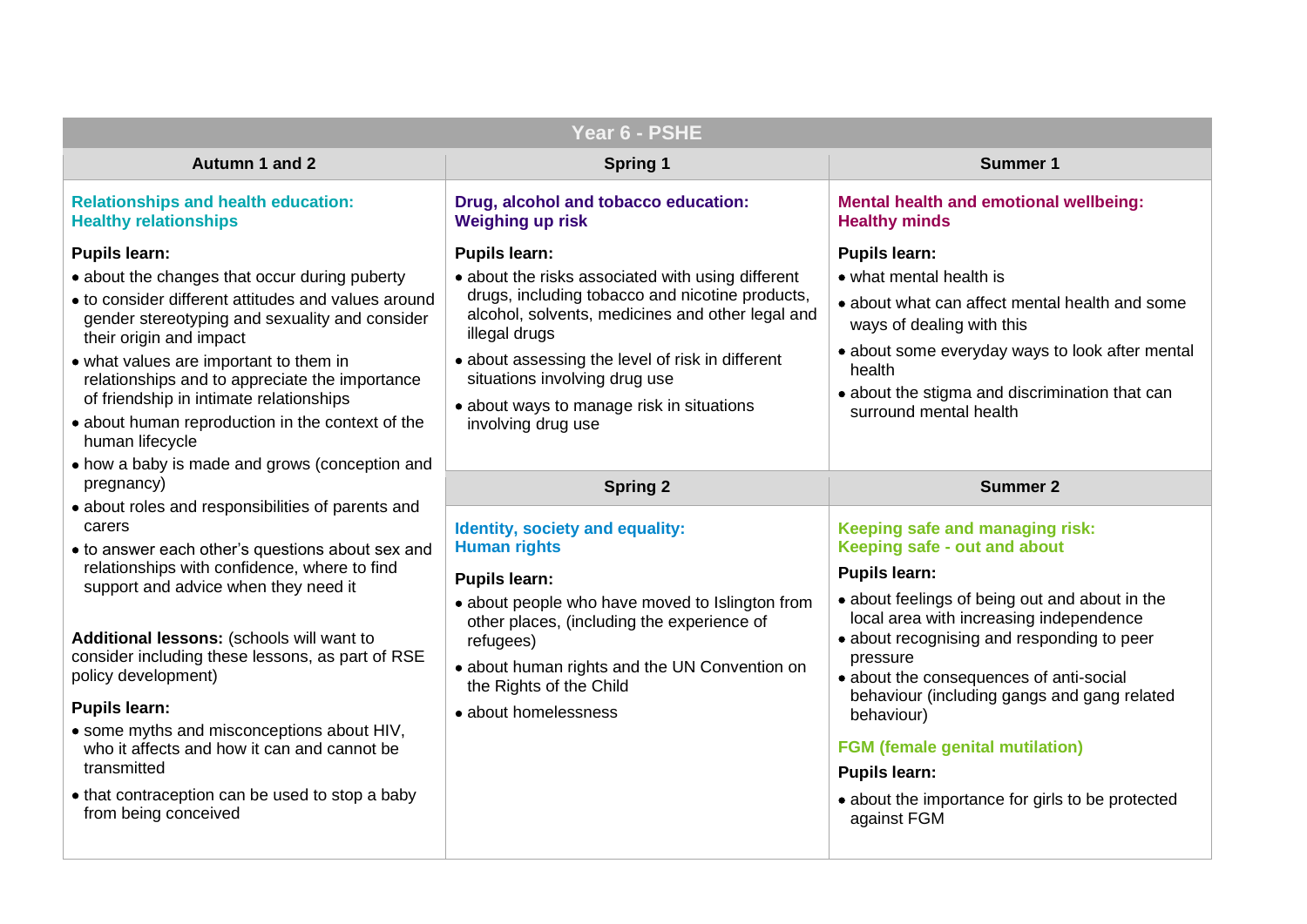# Year 6 - PSHE

## Autumn 1 and 2

### Relationships and health education: Healthy relationships

**Pupils learn:**

- about the changes that occur during puberty
- to consider different attitudes and values around gender stereotyping and sexuality and consider their origin and impact
- what values are important to them in relationships and to appreciate the importance of friendship in intimate relationships
- about human reproduction in the context of the human lifecycle
- how a baby is made and grows (conception and pregnancy)
- about roles and responsibilities of parents and carers
- to answer each other's questions about sex and relationships with confidence, where to find support and advice when they need it

**Additional lessons:** (schools will want to consider including these lessons, as part of RSE policy development)

**Pupils learn:**

- some myths and misconceptions about HIV, who it affects and how it can and cannot be transmitted
- that contraception can be used to stop a baby from being conceived

## Spring 1

### Drug, alcohol and tobacco education: Weighing up risk

**Pupils learn:**

- about the risks associated with using different drugs, including tobacco and nicotine products, alcohol, solvents, medicines and other legal and illegal drugs
- about assessing the level of risk in different situations involving drug use
- about ways to manage risk in situations involving drug use

## Spring 2

### Identity, society and equality: Human rights

**Pupils learn:**

- about people who have moved to Islington from other places, (including the experience of refugees)
- about human rights and the UN Convention on the Rights of the Child
- about homelessness

## Summer 1

### Mental health and emotional wellbeing: Healthy minds

**Pupils learn:**

- what mental health is
- about what can affect mental health and some ways of dealing with this
- about some everyday ways to look after mental health
- about the stigma and discrimination that can surround mental health

## Summer 2

### Keeping safe and managing risk: Keeping safe - out and about

**Pupils learn:**

- about feelings of being out and about in the local area with increasing independence
- about recognising and responding to peer pressure
- about the consequences of anti-social behaviour (including gangs and gang related behaviour)

### FGM (female genital mutilation)

**Pupils learn:**

- about the importance for girls to be protected against FGM